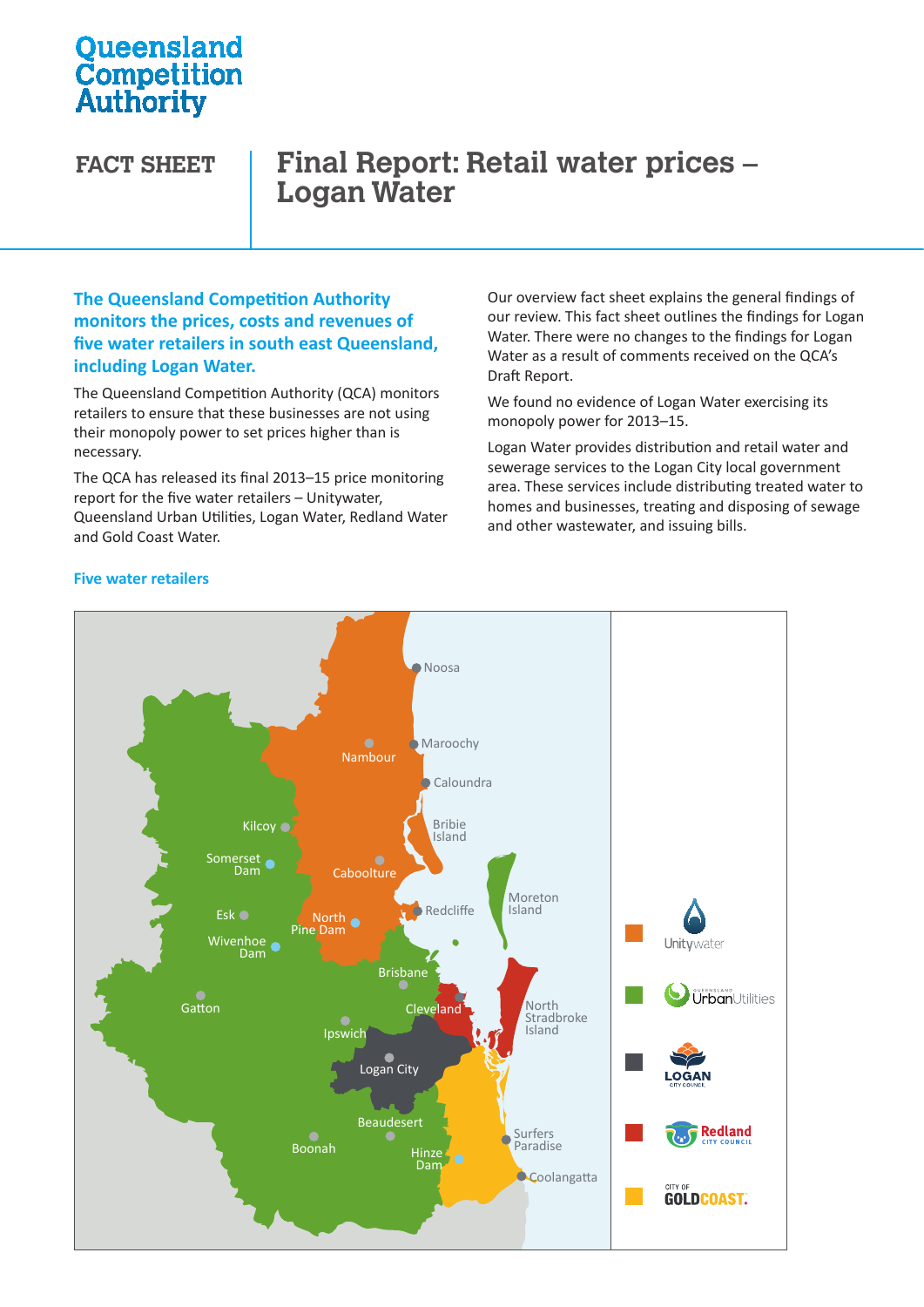Queensland Competition Authority

# FACT SHEET | Final Report: Retail water prices – Logan Water

**The Queensland Competition Authority monitors the prices, costs and revenues of five water retailers in south east Queensland, including Logan Water.**

The Queensland Competition Authority (QCA) monitors retailers to ensure that these businesses are not using their monopoly power to set prices higher than is necessary.

The QCA has released its final 2013–15 price monitoring report for the five water retailers – Unitywater, Queensland Urban Utilities, Logan Water, Redland Water and Gold Coast Water.

Our overview fact sheet explains the general findings of our review. This fact sheet outlines the findings for Logan Water. There were no changes to the findings for Logan Water as a result of comments received on the QCA's Draft Report.

We found no evidence of Logan Water exercising its monopoly power for 2013–15.

Logan Water provides distribution and retail water and sewerage services to the Logan City local government area. These services include distributing treated water to homes and businesses, treating and disposing of sewage and other wastewater, and issuing bills.

## Five water retailers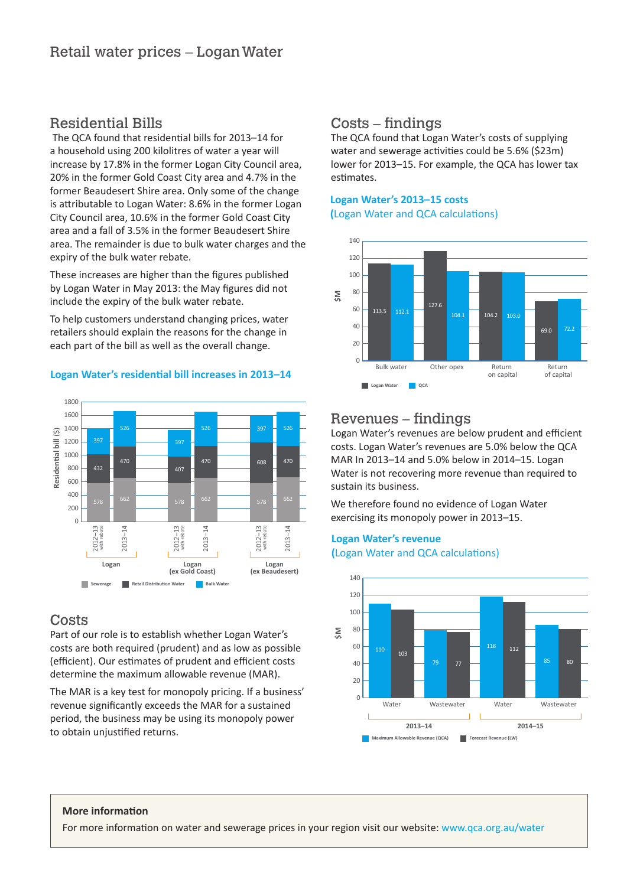# Retail water prices – Logan Water

## Residential Bills

The QCA found that residential bills for 2013–14 for a household using 200 kilolitres of water a year will increase by 17.8% in the former Logan City Council area, 20% in the former Gold Coast City area and 4.7% in the former Beaudesert Shire area. Only some of the change is attributable to Logan Water: 8.6% in the former Logan City Council area, 10.6% in the former Gold Coast City area and a fall of 3.5% in the former Beaudesert Shire area. The remainder is due to bulk water charges and the expiry of the bulk water rebate.

These increases are higher than the figures published by Logan Water in May 2013: the May figures did not include the expiry of the bulk water rebate.

To help customers understand changing prices, water retailers should explain the reasons for the change in each part of the bill as well as the overall change.

### Logan Water's residential bill increases in 2013–14

Residential bill ($)
1800
1600
1400
1200
1000
800
600
400
200
0

397
432
578
526
470
662
397
407
578
526
470
662
397
608
578
526
470
662

2012–13 with rebate
2013–14
2012–13 with rebate
2013–14
2012–13 with rebate
2013–14

Logan
Logan (ex Gold Coast)
Logan (ex Beaudesert)

Sewerage
Retail Distribution Water
Bulk Water

## Costs

Part of our role is to establish whether Logan Water's costs are both required (prudent) and as low as possible (efficient). Our estimates of prudent and efficient costs determine the maximum allowable revenue (MAR).

The MAR is a key test for monopoly pricing. If a business' revenue significantly exceeds the MAR for a sustained period, the business may be using its monopoly power to obtain unjustified returns.

## Costs – findings

The QCA found that Logan Water's costs of supplying water and sewerage activities could be 5.6% ($23m) lower for 2013–15. For example, the QCA has lower tax estimates.

### Logan Water's 2013–15 costs (Logan Water and QCA calculations)

$M
140
120
100
80
60
40
20
0

113.5
112.1
127.6
104.1
104.2
103.0
69.0
72.2

Bulk water
Other opex
Return on capital
Return of capital

Logan Water
QCA

## Revenues – findings

Logan Water's revenues are below prudent and efficient costs. Logan Water's revenues are 5.0% below the QCA MAR In 2013–14 and 5.0% below in 2014–15. Logan Water is not recovering more revenue than required to sustain its business.

We therefore found no evidence of Logan Water exercising its monopoly power in 2013–15.

### Logan Water's revenue (Logan Water and QCA calculations)

$M
140
120
100
80
60
40
20
0

110
103
79
77
118
112
85
80

Water
Wastewater
Water
Wastewater

2013–14
2014–15

Maximum Allowable Revenue (QCA)
Forecast Revenue (LW)

**More information**

For more information on water and sewerage prices in your region visit our website: www.qca.org.au/water